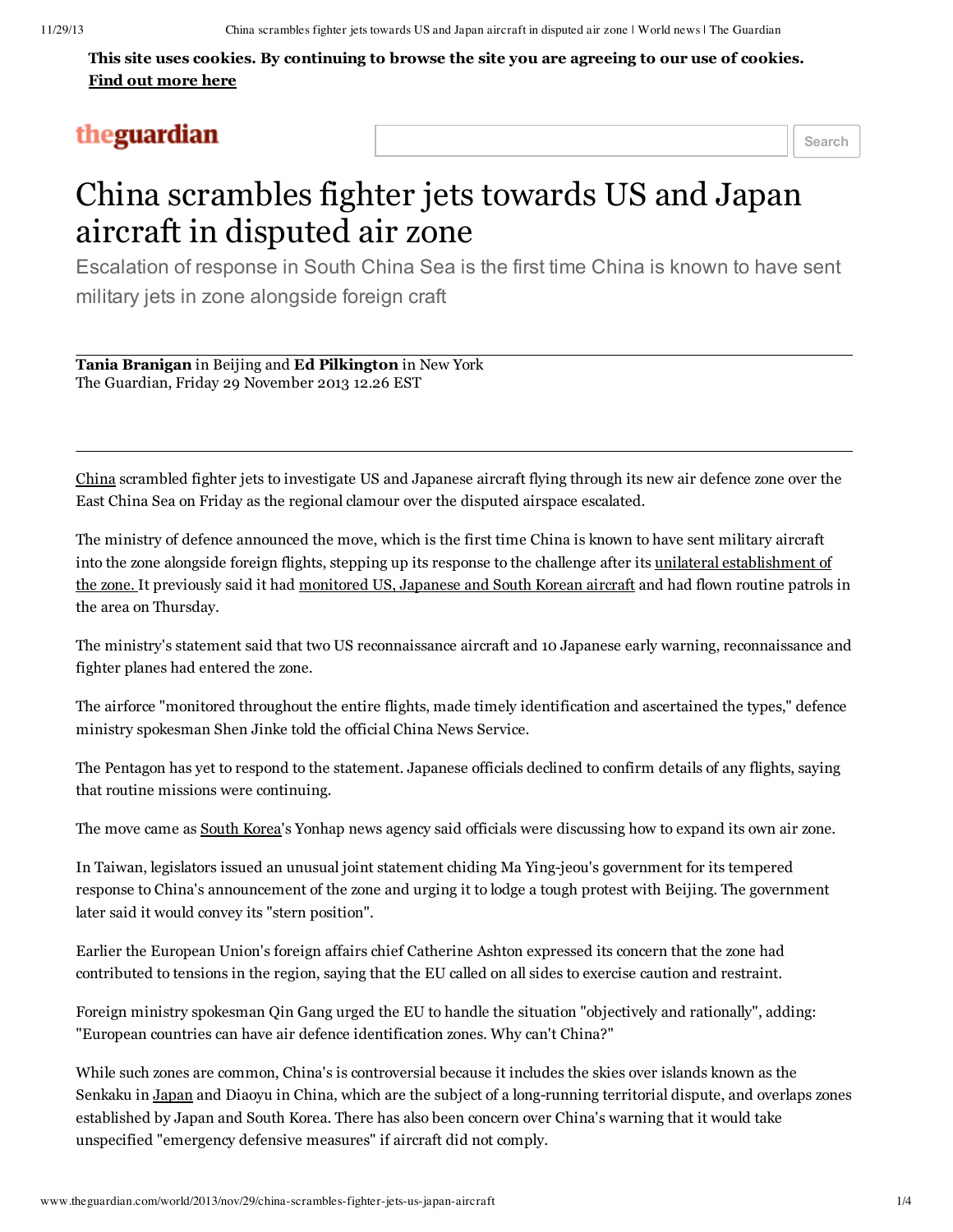This site uses cookies. By continuing to browse the site you are agreeing to our use of cookies. **Find out more here**

theguardian

# China scrambles fighter jets towards US and Japan aircraft in disputed air zone

Escalation of response in South China Sea is the first time China is known to have sent military jets in zone alongside foreign craft

**Tania Branigan** in Beijing and **Ed Pilkington** in New York
The Guardian, Friday 29 November 2013 12.26 EST

China scrambled fighter jets to investigate US and Japanese aircraft flying through its new air defence zone over the East China Sea on Friday as the regional clamour over the disputed airspace escalated.

The ministry of defence announced the move, which is the first time China is known to have sent military aircraft into the zone alongside foreign flights, stepping up its response to the challenge after its unilateral establishment of the zone. It previously said it had monitored US, Japanese and South Korean aircraft and had flown routine patrols in the area on Thursday.

The ministry's statement said that two US reconnaissance aircraft and 10 Japanese early warning, reconnaissance and fighter planes had entered the zone.

The airforce "monitored throughout the entire flights, made timely identification and ascertained the types," defence ministry spokesman Shen Jinke told the official China News Service.

The Pentagon has yet to respond to the statement. Japanese officials declined to confirm details of any flights, saying that routine missions were continuing.

The move came as South Korea's Yonhap news agency said officials were discussing how to expand its own air zone.

In Taiwan, legislators issued an unusual joint statement chiding Ma Ying-jeou's government for its tempered response to China's announcement of the zone and urging it to lodge a tough protest with Beijing. The government later said it would convey its "stern position".

Earlier the European Union's foreign affairs chief Catherine Ashton expressed its concern that the zone had contributed to tensions in the region, saying that the EU called on all sides to exercise caution and restraint.

Foreign ministry spokesman Qin Gang urged the EU to handle the situation "objectively and rationally", adding: "European countries can have air defence identification zones. Why can't China?"

While such zones are common, China's is controversial because it includes the skies over islands known as the Senkaku in Japan and Diaoyu in China, which are the subject of a long-running territorial dispute, and overlaps zones established by Japan and South Korea. There has also been concern over China's warning that it would take unspecified "emergency defensive measures" if aircraft did not comply.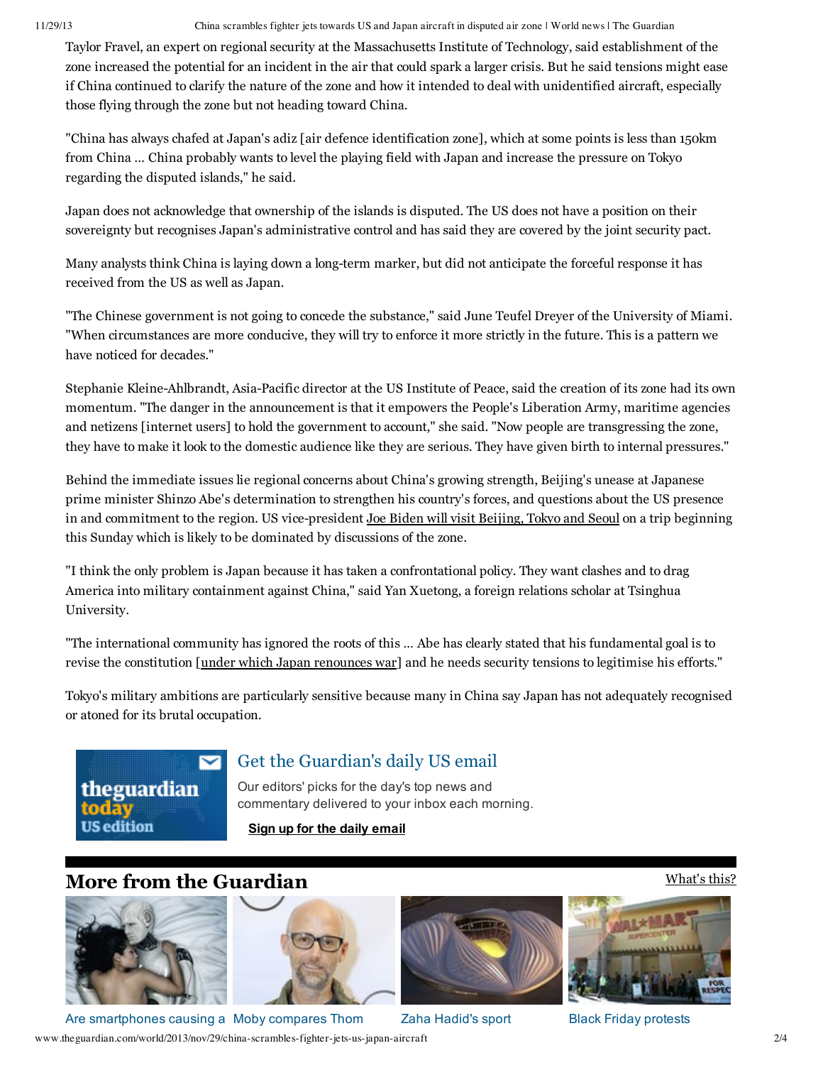Taylor Fravel, an expert on regional security at the Massachusetts Institute of Technology, said establishment of the zone increased the potential for an incident in the air that could spark a larger crisis. But he said tensions might ease if China continued to clarify the nature of the zone and how it intended to deal with unidentified aircraft, especially those flying through the zone but not heading toward China.

"China has always chafed at Japan's adiz [air defence identification zone], which at some points is less than 150km from China ... China probably wants to level the playing field with Japan and increase the pressure on Tokyo regarding the disputed islands," he said.

Japan does not acknowledge that ownership of the islands is disputed. The US does not have a position on their sovereignty but recognises Japan's administrative control and has said they are covered by the joint security pact.

Many analysts think China is laying down a long-term marker, but did not anticipate the forceful response it has received from the US as well as Japan.

"The Chinese government is not going to concede the substance," said June Teufel Dreyer of the University of Miami. "When circumstances are more conducive, they will try to enforce it more strictly in the future. This is a pattern we have noticed for decades."

Stephanie Kleine-Ahlbrandt, Asia-Pacific director at the US Institute of Peace, said the creation of its zone had its own momentum. "The danger in the announcement is that it empowers the People's Liberation Army, maritime agencies and netizens [internet users] to hold the government to account," she said. "Now people are transgressing the zone, they have to make it look to the domestic audience like they are serious. They have given birth to internal pressures."

Behind the immediate issues lie regional concerns about China's growing strength, Beijing's unease at Japanese prime minister Shinzo Abe's determination to strengthen his country's forces, and questions about the US presence in and commitment to the region. US vice-president Joe Biden will visit Beijing, Tokyo and Seoul on a trip beginning this Sunday which is likely to be dominated by discussions of the zone.

"I think the only problem is Japan because it has taken a confrontational policy. They want clashes and to drag America into military containment against China," said Yan Xuetong, a foreign relations scholar at Tsinghua University.

"The international community has ignored the roots of this ... Abe has clearly stated that his fundamental goal is to revise the constitution [under which Japan renounces war] and he needs security tensions to legitimise his efforts."

Tokyo's military ambitions are particularly sensitive because many in China say Japan has not adequately recognised or atoned for its brutal occupation.

theguardian today US edition

## Get the Guardian's daily US email

Our editors' picks for the day's top news and commentary delivered to your inbox each morning.

**Sign up for the daily email**

## More from the Guardian

What's this?

Are smartphones causing a

Moby compares Thom

Zaha Hadid's sport

Black Friday protests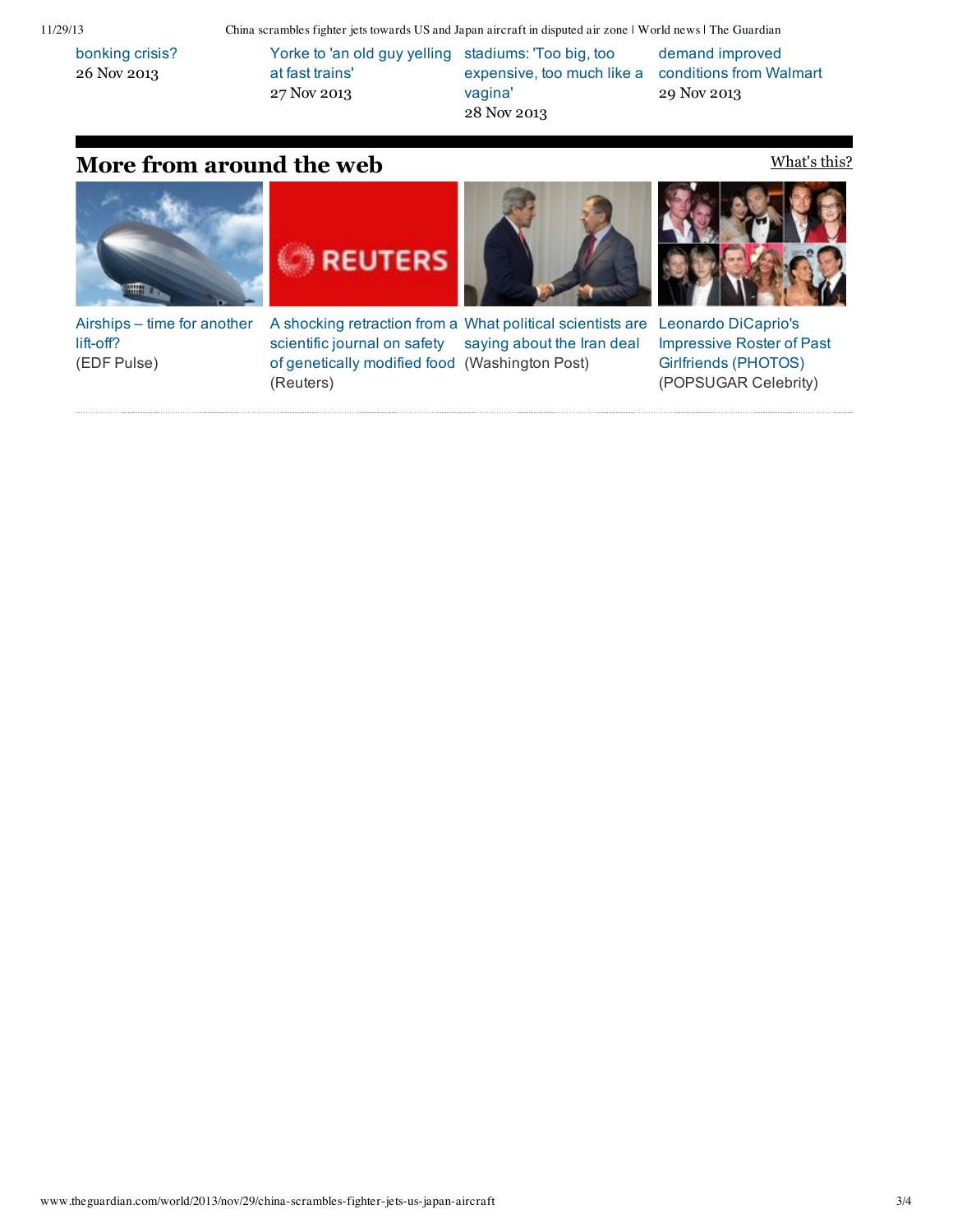bonking crisis?
26 Nov 2013

Yorke to 'an old guy yelling at fast trains'
27 Nov 2013

stadiums: 'Too big, too expensive, too much like a vagina'
28 Nov 2013

demand improved conditions from Walmart
29 Nov 2013

## More from around the web

What's this?

Airships – time for another lift-off?
(EDF Pulse)

A shocking retraction from a scientific journal on safety of genetically modified food
(Reuters)

What political scientists are saying about the Iran deal
(Washington Post)

Leonardo DiCaprio's Impressive Roster of Past Girlfriends (PHOTOS)
(POPSUGAR Celebrity)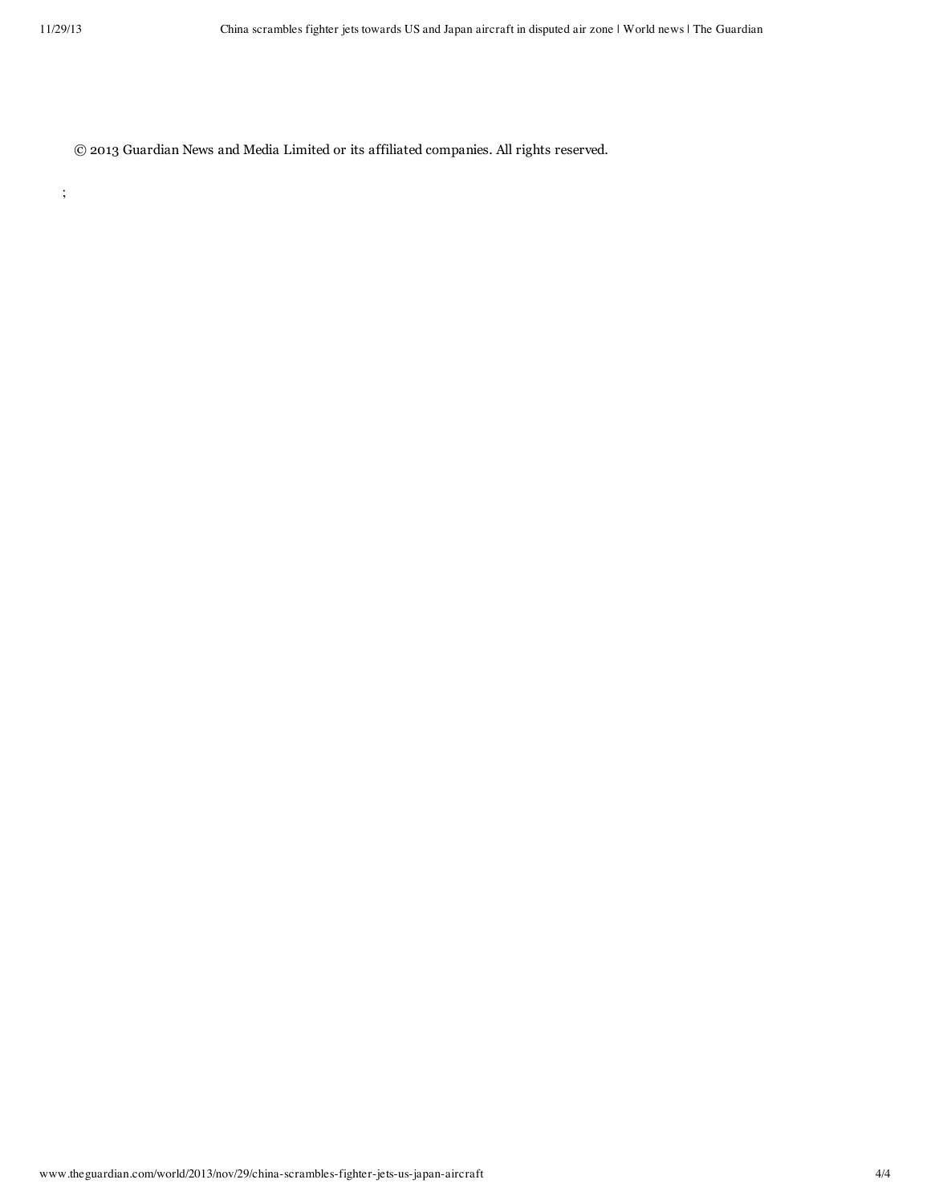© 2013 Guardian News and Media Limited or its affiliated companies. All rights reserved.

;